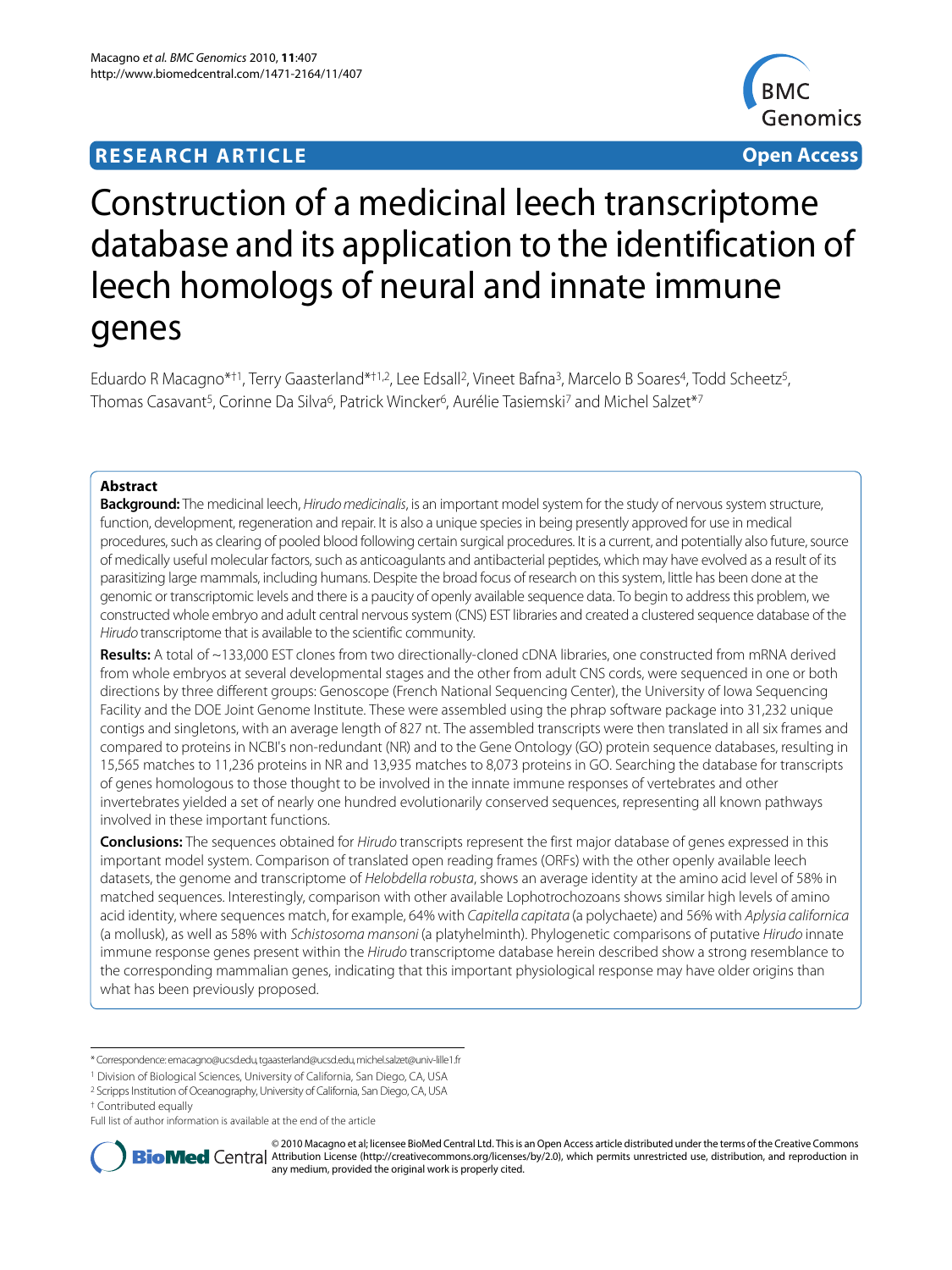**RESEARCH ARTICLE** **Open Access**

# Construction of a medicinal leech transcriptome database and its application to the identification of leech homologs of neural and innate immune genes

Eduardo R Macagno*†1, Terry Gaasterland*†1,2, Lee Edsall[2], Vineet Bafna[3], Marcelo B Soares[4], Todd Scheetz[5], Thomas Casavant[5], Corinne Da Silva[6], Patrick Wincker[6], Aurélie Tasiemski[7] and Michel Salzet*[7]

## Abstract

**Background:** The medicinal leech, *Hirudo medicinalis*, is an important model system for the study of nervous system structure, function, development, regeneration and repair. It is also a unique species in being presently approved for use in medical procedures, such as clearing of pooled blood following certain surgical procedures. It is a current, and potentially also future, source of medically useful molecular factors, such as anticoagulants and antibacterial peptides, which may have evolved as a result of its parasitizing large mammals, including humans. Despite the broad focus of research on this system, little has been done at the genomic or transcriptomic levels and there is a paucity of openly available sequence data. To begin to address this problem, we constructed whole embryo and adult central nervous system (CNS) EST libraries and created a clustered sequence database of the *Hirudo* transcriptome that is available to the scientific community.

**Results:** A total of ~133,000 EST clones from two directionally-cloned cDNA libraries, one constructed from mRNA derived from whole embryos at several developmental stages and the other from adult CNS cords, were sequenced in one or both directions by three different groups: Genoscope (French National Sequencing Center), the University of Iowa Sequencing Facility and the DOE Joint Genome Institute. These were assembled using the phrap software package into 31,232 unique contigs and singletons, with an average length of 827 nt. The assembled transcripts were then translated in all six frames and compared to proteins in NCBI's non-redundant (NR) and to the Gene Ontology (GO) protein sequence databases, resulting in 15,565 matches to 11,236 proteins in NR and 13,935 matches to 8,073 proteins in GO. Searching the database for transcripts of genes homologous to those thought to be involved in the innate immune responses of vertebrates and other invertebrates yielded a set of nearly one hundred evolutionarily conserved sequences, representing all known pathways involved in these important functions.

**Conclusions:** The sequences obtained for *Hirudo* transcripts represent the first major database of genes expressed in this important model system. Comparison of translated open reading frames (ORFs) with the other openly available leech datasets, the genome and transcriptome of *Helobdella robusta*, shows an average identity at the amino acid level of 58% in matched sequences. Interestingly, comparison with other available Lophotrochozoans shows similar high levels of amino acid identity, where sequences match, for example, 64% with *Capitella capitata* (a polychaete) and 56% with *Aplysia californica* (a mollusk), as well as 58% with *Schistosoma mansoni* (a platyhelminth). Phylogenetic comparisons of putative *Hirudo* innate immune response genes present within the *Hirudo* transcriptome database herein described show a strong resemblance to the corresponding mammalian genes, indicating that this important physiological response may have older origins than what has been previously proposed.

\* Correspondence: emacagno@ucsd.edu, tgaasterland@ucsd.edu, michel.salzet@univ-lille1.fr
[1] Division of Biological Sciences, University of California, San Diego, CA, USA
[2] Scripps Institution of Oceanography, University of California, San Diego, CA, USA
† Contributed equally
Full list of author information is available at the end of the article

© 2010 Macagno et al; licensee BioMed Central Ltd. This is an Open Access article distributed under the terms of the Creative Commons Attribution License (http://creativecommons.org/licenses/by/2.0), which permits unrestricted use, distribution, and reproduction in any medium, provided the original work is properly cited.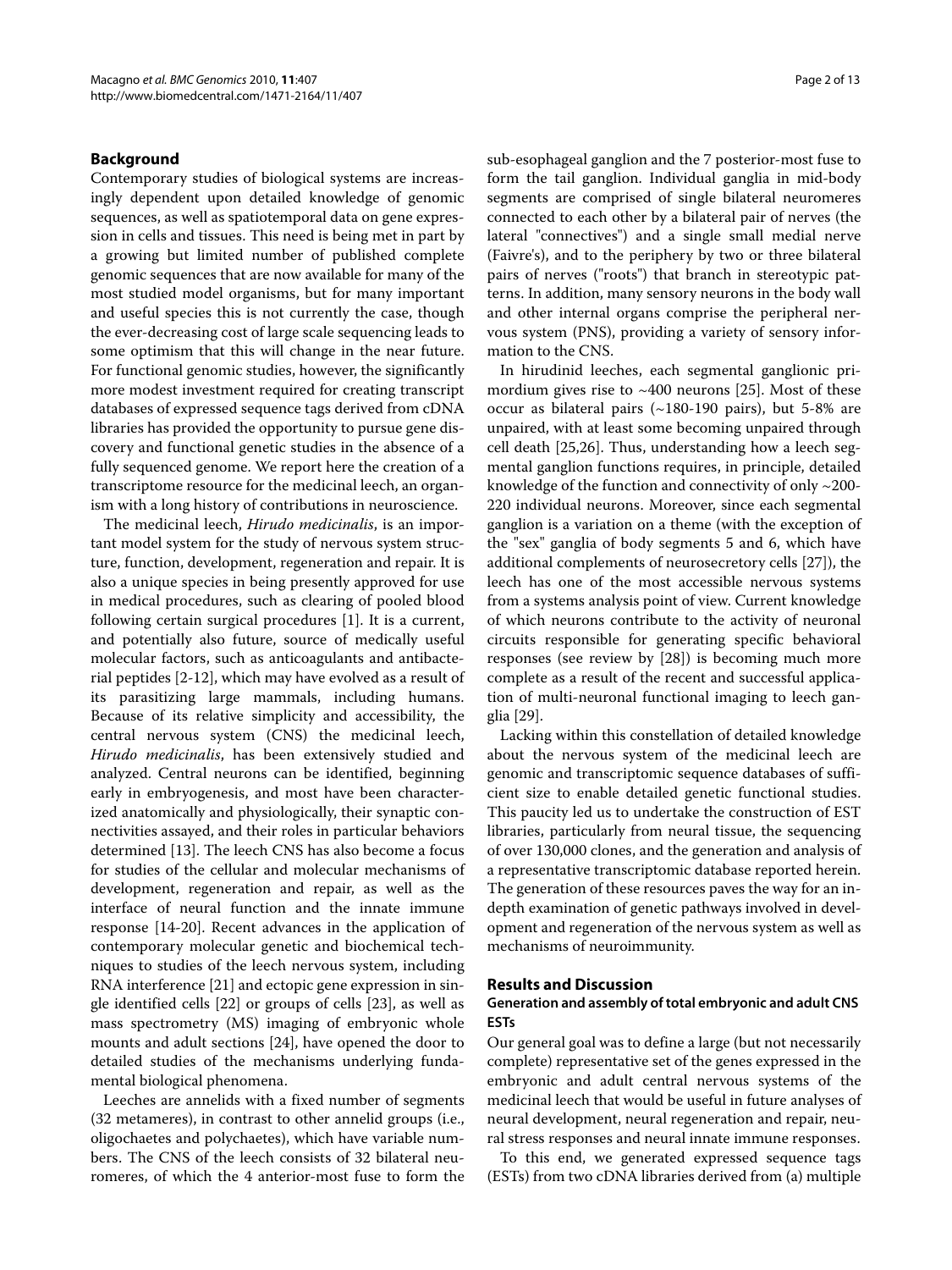## Background

Contemporary studies of biological systems are increasingly dependent upon detailed knowledge of genomic sequences, as well as spatiotemporal data on gene expression in cells and tissues. This need is being met in part by a growing but limited number of published complete genomic sequences that are now available for many of the most studied model organisms, but for many important and useful species this is not currently the case, though the ever-decreasing cost of large scale sequencing leads to some optimism that this will change in the near future. For functional genomic studies, however, the significantly more modest investment required for creating transcript databases of expressed sequence tags derived from cDNA libraries has provided the opportunity to pursue gene discovery and functional genetic studies in the absence of a fully sequenced genome. We report here the creation of a transcriptome resource for the medicinal leech, an organism with a long history of contributions in neuroscience.

The medicinal leech, *Hirudo medicinalis*, is an important model system for the study of nervous system structure, function, development, regeneration and repair. It is also a unique species in being presently approved for use in medical procedures, such as clearing of pooled blood following certain surgical procedures [1]. It is a current, and potentially also future, source of medically useful molecular factors, such as anticoagulants and antibacterial peptides [2-12], which may have evolved as a result of its parasitizing large mammals, including humans. Because of its relative simplicity and accessibility, the central nervous system (CNS) the medicinal leech, *Hirudo medicinalis*, has been extensively studied and analyzed. Central neurons can be identified, beginning early in embryogenesis, and most have been characterized anatomically and physiologically, their synaptic connectivities assayed, and their roles in particular behaviors determined [13]. The leech CNS has also become a focus for studies of the cellular and molecular mechanisms of development, regeneration and repair, as well as the interface of neural function and the innate immune response [14-20]. Recent advances in the application of contemporary molecular genetic and biochemical techniques to studies of the leech nervous system, including RNA interference [21] and ectopic gene expression in single identified cells [22] or groups of cells [23], as well as mass spectrometry (MS) imaging of embryonic whole mounts and adult sections [24], have opened the door to detailed studies of the mechanisms underlying fundamental biological phenomena.

Leeches are annelids with a fixed number of segments (32 metameres), in contrast to other annelid groups (i.e., oligochaetes and polychaetes), which have variable numbers. The CNS of the leech consists of 32 bilateral neuromeres, of which the 4 anterior-most fuse to form the sub-esophageal ganglion and the 7 posterior-most fuse to form the tail ganglion. Individual ganglia in mid-body segments are comprised of single bilateral neuromeres connected to each other by a bilateral pair of nerves (the lateral "connectives") and a single small medial nerve (Faivre's), and to the periphery by two or three bilateral pairs of nerves ("roots") that branch in stereotypic patterns. In addition, many sensory neurons in the body wall and other internal organs comprise the peripheral nervous system (PNS), providing a variety of sensory information to the CNS.

In hirudinid leeches, each segmental ganglionic primordium gives rise to ~400 neurons [25]. Most of these occur as bilateral pairs (~180-190 pairs), but 5-8% are unpaired, with at least some becoming unpaired through cell death [25,26]. Thus, understanding how a leech segmental ganglion functions requires, in principle, detailed knowledge of the function and connectivity of only ~200-220 individual neurons. Moreover, since each segmental ganglion is a variation on a theme (with the exception of the "sex" ganglia of body segments 5 and 6, which have additional complements of neurosecretory cells [27]), the leech has one of the most accessible nervous systems from a systems analysis point of view. Current knowledge of which neurons contribute to the activity of neuronal circuits responsible for generating specific behavioral responses (see review by [28]) is becoming much more complete as a result of the recent and successful application of multi-neuronal functional imaging to leech ganglia [29].

Lacking within this constellation of detailed knowledge about the nervous system of the medicinal leech are genomic and transcriptomic sequence databases of sufficient size to enable detailed genetic functional studies. This paucity led us to undertake the construction of EST libraries, particularly from neural tissue, the sequencing of over 130,000 clones, and the generation and analysis of a representative transcriptomic database reported herein. The generation of these resources paves the way for an in-depth examination of genetic pathways involved in development and regeneration of the nervous system as well as mechanisms of neuroimmunity.

## Results and Discussion

### Generation and assembly of total embryonic and adult CNS ESTs

Our general goal was to define a large (but not necessarily complete) representative set of the genes expressed in the embryonic and adult central nervous systems of the medicinal leech that would be useful in future analyses of neural development, neural regeneration and repair, neural stress responses and neural innate immune responses.

To this end, we generated expressed sequence tags (ESTs) from two cDNA libraries derived from (a) multiple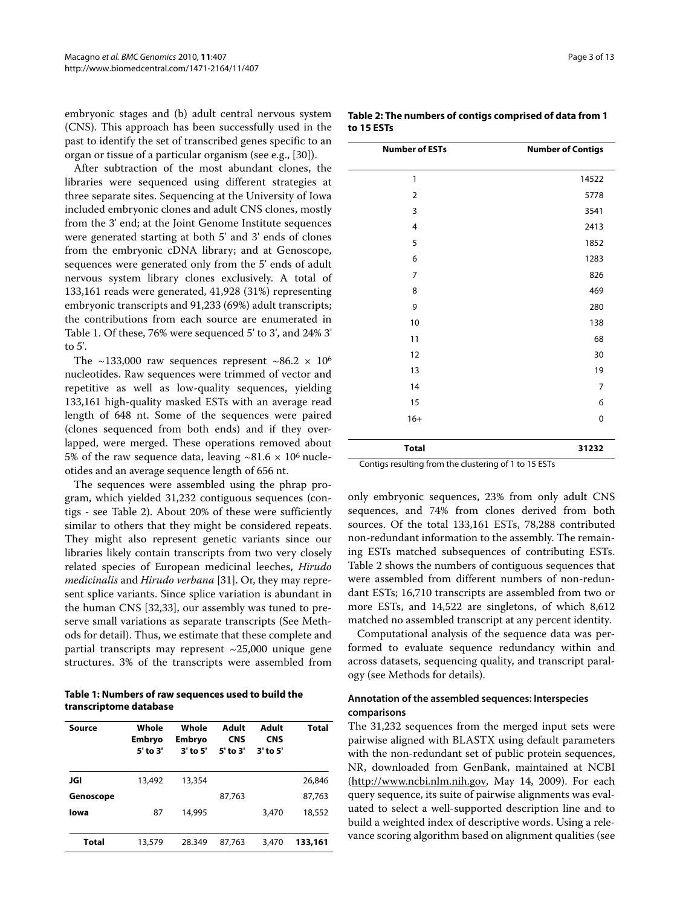embryonic stages and (b) adult central nervous system (CNS). This approach has been successfully used in the past to identify the set of transcribed genes specific to an organ or tissue of a particular organism (see e.g., [30]).

After subtraction of the most abundant clones, the libraries were sequenced using different strategies at three separate sites. Sequencing at the University of Iowa included embryonic clones and adult CNS clones, mostly from the 3' end; at the Joint Genome Institute sequences were generated starting at both 5' and 3' ends of clones from the embryonic cDNA library; and at Genoscope, sequences were generated only from the 5' ends of adult nervous system library clones exclusively. A total of 133,161 reads were generated, 41,928 (31%) representing embryonic transcripts and 91,233 (69%) adult transcripts; the contributions from each source are enumerated in Table 1. Of these, 76% were sequenced 5' to 3', and 24% 3' to 5'.

The ~133,000 raw sequences represent ~86.2 × $10^6$ nucleotides. Raw sequences were trimmed of vector and repetitive as well as low-quality sequences, yielding 133,161 high-quality masked ESTs with an average read length of 648 nt. Some of the sequences were paired (clones sequenced from both ends) and if they overlapped, were merged. These operations removed about 5% of the raw sequence data, leaving ~81.6 × $10^6$ nucleotides and an average sequence length of 656 nt.

The sequences were assembled using the phrap program, which yielded 31,232 contiguous sequences (contigs - see Table 2). About 20% of these were sufficiently similar to others that they might be considered repeats. They might also represent genetic variants since our libraries likely contain transcripts from two very closely related species of European medicinal leeches, *Hirudo medicinalis* and *Hirudo verbana* [31]. Or, they may represent splice variants. Since splice variation is abundant in the human CNS [32,33], our assembly was tuned to preserve small variations as separate transcripts (See Methods for detail). Thus, we estimate that these complete and partial transcripts may represent ~25,000 unique gene structures. 3% of the transcripts were assembled from only embryonic sequences, 23% from only adult CNS sequences, and 74% from clones derived from both sources. Of the total 133,161 ESTs, 78,288 contributed non-redundant information to the assembly. The remaining ESTs matched subsequences of contributing ESTs. Table 2 shows the numbers of contiguous sequences that were assembled from different numbers of non-redundant ESTs; 16,710 transcripts are assembled from two or more ESTs, and 14,522 are singletons, of which 8,612 matched no assembled transcript at any percent identity.

**Table 1: Numbers of raw sequences used to build the transcriptome database**

| Source | Whole Embryo 5' to 3' | Whole Embryo 3' to 5' | Adult CNS 5' to 3' | Adult CNS 3' to 5' | Total |
|---|---|---|---|---|---|
| **JGI** | 13,492 | 13,354 | | | 26,846 |
| **Genoscope** | | | 87,763 | | 87,763 |
| **Iowa** | 87 | 14,995 | | 3,470 | 18,552 |
| **Total** | 13,579 | 28.349 | 87,763 | 3,470 | **133,161** |

**Table 2: The numbers of contigs comprised of data from 1 to 15 ESTs**

| Number of ESTs | Number of Contigs |
|---|---|
| 1 | 14522 |
| 2 | 5778 |
| 3 | 3541 |
| 4 | 2413 |
| 5 | 1852 |
| 6 | 1283 |
| 7 | 826 |
| 8 | 469 |
| 9 | 280 |
| 10 | 138 |
| 11 | 68 |
| 12 | 30 |
| 13 | 19 |
| 14 | 7 |
| 15 | 6 |
| 16+ | 0 |
| **Total** | **31232** |

Contigs resulting from the clustering of 1 to 15 ESTs

Computational analysis of the sequence data was performed to evaluate sequence redundancy within and across datasets, sequencing quality, and transcript paralogy (see Methods for details).

### Annotation of the assembled sequences: Interspecies comparisons

The 31,232 sequences from the merged input sets were pairwise aligned with BLASTX using default parameters with the non-redundant set of public protein sequences, NR, downloaded from GenBank, maintained at NCBI (http://www.ncbi.nlm.nih.gov, May 14, 2009). For each query sequence, its suite of pairwise alignments was evaluated to select a well-supported description line and to build a weighted index of descriptive words. Using a relevance scoring algorithm based on alignment qualities (see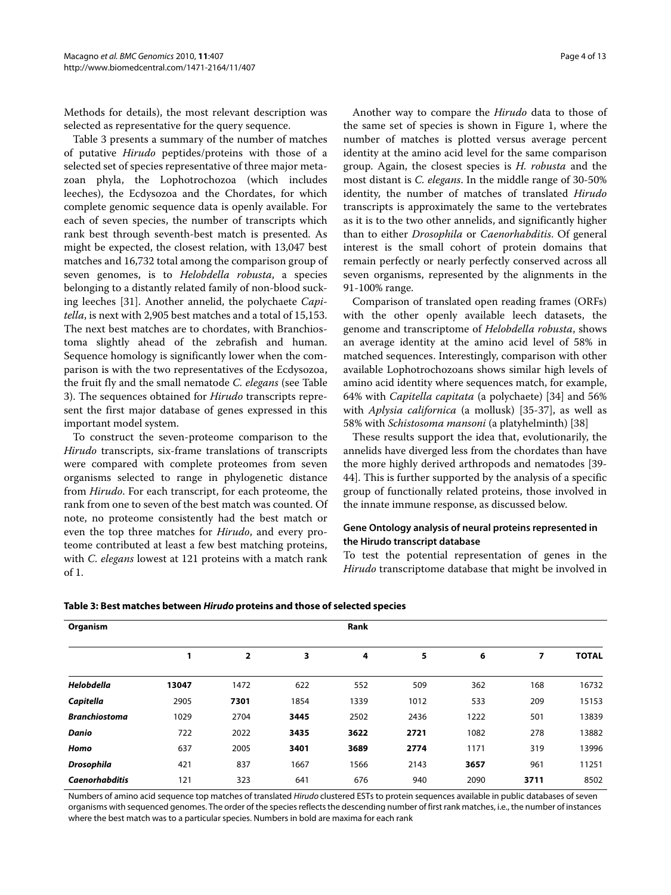Methods for details), the most relevant description was selected as representative for the query sequence.

Table 3 presents a summary of the number of matches of putative *Hirudo* peptides/proteins with those of a selected set of species representative of three major metazoan phyla, the Lophotrochozoa (which includes leeches), the Ecdysozoa and the Chordates, for which complete genomic sequence data is openly available. For each of seven species, the number of transcripts which rank best through seventh-best match is presented. As might be expected, the closest relation, with 13,047 best matches and 16,732 total among the comparison group of seven genomes, is to *Helobdella robusta*, a species belonging to a distantly related family of non-blood sucking leeches [31]. Another annelid, the polychaete *Capitella*, is next with 2,905 best matches and a total of 15,153. The next best matches are to chordates, with Branchiostoma slightly ahead of the zebrafish and human. Sequence homology is significantly lower when the comparison is with the two representatives of the Ecdysozoa, the fruit fly and the small nematode *C. elegans* (see Table 3). The sequences obtained for *Hirudo* transcripts represent the first major database of genes expressed in this important model system.

To construct the seven-proteome comparison to the *Hirudo* transcripts, six-frame translations of transcripts were compared with complete proteomes from seven organisms selected to range in phylogenetic distance from *Hirudo*. For each transcript, for each proteome, the rank from one to seven of the best match was counted. Of note, no proteome consistently had the best match or even the top three matches for *Hirudo*, and every proteome contributed at least a few best matching proteins, with *C. elegans* lowest at 121 proteins with a match rank of 1.

Another way to compare the *Hirudo* data to those of the same set of species is shown in Figure 1, where the number of matches is plotted versus average percent identity at the amino acid level for the same comparison group. Again, the closest species is *H. robusta* and the most distant is *C. elegans*. In the middle range of 30-50% identity, the number of matches of translated *Hirudo* transcripts is approximately the same to the vertebrates as it is to the two other annelids, and significantly higher than to either *Drosophila* or *Caenorhabditis*. Of general interest is the small cohort of protein domains that remain perfectly or nearly perfectly conserved across all seven organisms, represented by the alignments in the 91-100% range.

Comparison of translated open reading frames (ORFs) with the other openly available leech datasets, the genome and transcriptome of *Helobdella robusta*, shows an average identity at the amino acid level of 58% in matched sequences. Interestingly, comparison with other available Lophotrochozoans shows similar high levels of amino acid identity where sequences match, for example, 64% with *Capitella capitata* (a polychaete) [34] and 56% with *Aplysia californica* (a mollusk) [35-37], as well as 58% with *Schistosoma mansoni* (a platyhelminth) [38]

These results support the idea that, evolutionarily, the annelids have diverged less from the chordates than have the more highly derived arthropods and nematodes [39-44]. This is further supported by the analysis of a specific group of functionally related proteins, those involved in the innate immune response, as discussed below.

### Gene Ontology analysis of neural proteins represented in the Hirudo transcript database

To test the potential representation of genes in the *Hirudo* transcriptome database that might be involved in

**Table 3: Best matches between *Hirudo* proteins and those of selected species**

| Organism | Rank | | | | | | | |
|---|---|---|---|---|---|---|---|---|
| | 1 | 2 | 3 | 4 | 5 | 6 | 7 | TOTAL |
| ***Helobdella*** | **13047** | 1472 | 622 | 552 | 509 | 362 | 168 | 16732 |
| ***Capitella*** | 2905 | **7301** | 1854 | 1339 | 1012 | 533 | 209 | 15153 |
| ***Branchiostoma*** | 1029 | 2704 | **3445** | 2502 | 2436 | 1222 | 501 | 13839 |
| ***Danio*** | 722 | 2022 | **3435** | **3622** | **2721** | 1082 | 278 | 13882 |
| ***Homo*** | 637 | 2005 | **3401** | **3689** | **2774** | 1171 | 319 | 13996 |
| ***Drosophila*** | 421 | 837 | 1667 | 1566 | 2143 | **3657** | 961 | 11251 |
| ***Caenorhabditis*** | 121 | 323 | 641 | 676 | 940 | 2090 | **3711** | 8502 |

Numbers of amino acid sequence top matches of translated *Hirudo* clustered ESTs to protein sequences available in public databases of seven organisms with sequenced genomes. The order of the species reflects the descending number of first rank matches, i.e., the number of instances where the best match was to a particular species. Numbers in bold are maxima for each rank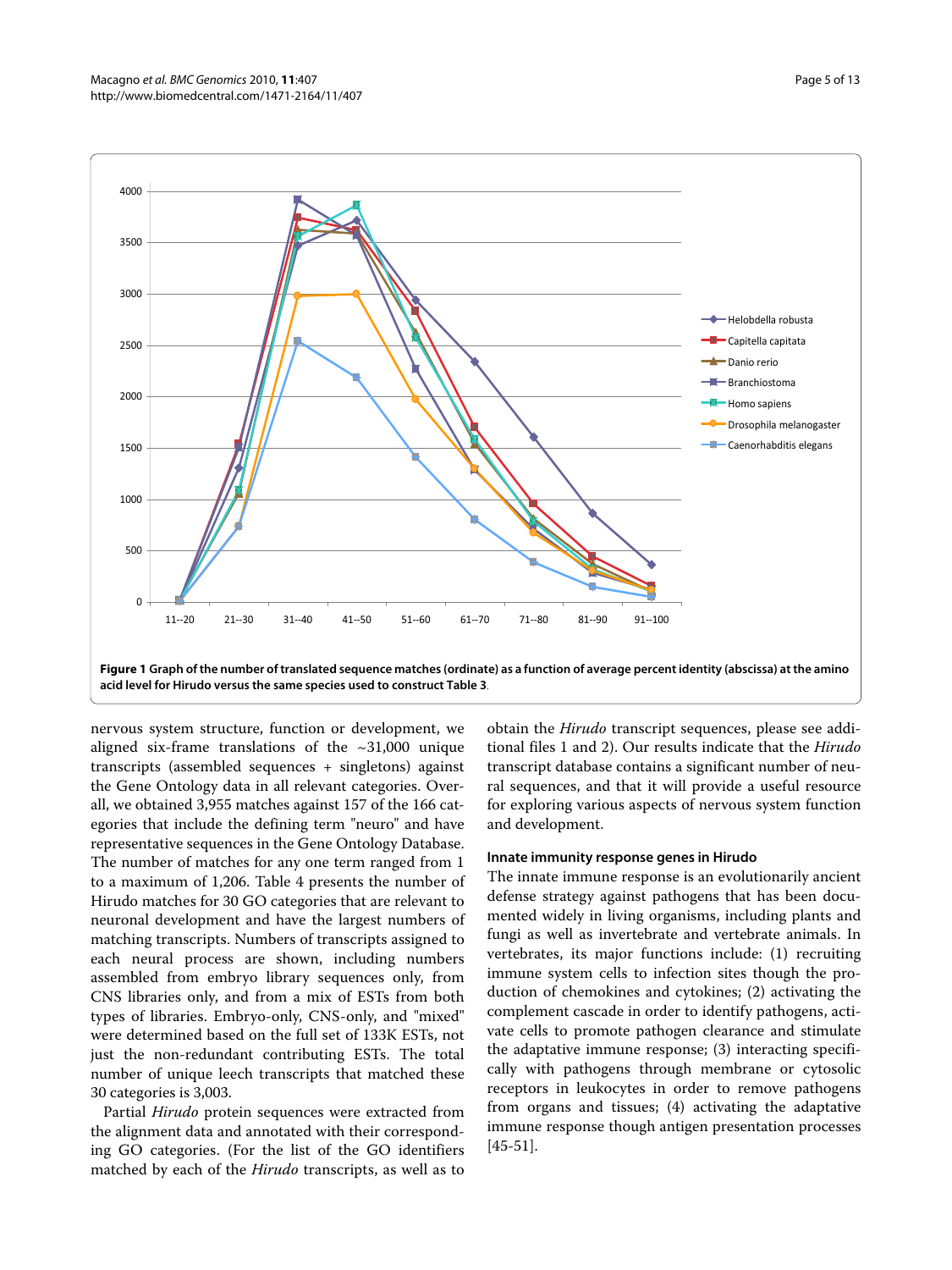**Figure 1 Graph of the number of translated sequence matches (ordinate) as a function of average percent identity (abscissa) at the amino acid level for Hirudo versus the same species used to construct Table 3**.

nervous system structure, function or development, we aligned six-frame translations of the ~31,000 unique transcripts (assembled sequences + singletons) against the Gene Ontology data in all relevant categories. Overall, we obtained 3,955 matches against 157 of the 166 categories that include the defining term "neuro" and have representative sequences in the Gene Ontology Database. The number of matches for any one term ranged from 1 to a maximum of 1,206. Table 4 presents the number of Hirudo matches for 30 GO categories that are relevant to neuronal development and have the largest numbers of matching transcripts. Numbers of transcripts assigned to each neural process are shown, including numbers assembled from embryo library sequences only, from CNS libraries only, and from a mix of ESTs from both types of libraries. Embryo-only, CNS-only, and "mixed" were determined based on the full set of 133K ESTs, not just the non-redundant contributing ESTs. The total number of unique leech transcripts that matched these 30 categories is 3,003.

Partial *Hirudo* protein sequences were extracted from the alignment data and annotated with their corresponding GO categories. (For the list of the GO identifiers matched by each of the *Hirudo* transcripts, as well as to obtain the *Hirudo* transcript sequences, please see additional files 1 and 2). Our results indicate that the *Hirudo* transcript database contains a significant number of neural sequences, and that it will provide a useful resource for exploring various aspects of nervous system function and development.

### Innate immunity response genes in Hirudo

The innate immune response is an evolutionarily ancient defense strategy against pathogens that has been documented widely in living organisms, including plants and fungi as well as invertebrate and vertebrate animals. In vertebrates, its major functions include: (1) recruiting immune system cells to infection sites though the production of chemokines and cytokines; (2) activating the complement cascade in order to identify pathogens, activate cells to promote pathogen clearance and stimulate the adaptative immune response; (3) interacting specifically with pathogens through membrane or cytosolic receptors in leukocytes in order to remove pathogens from organs and tissues; (4) activating the adaptative immune response though antigen presentation processes [45-51].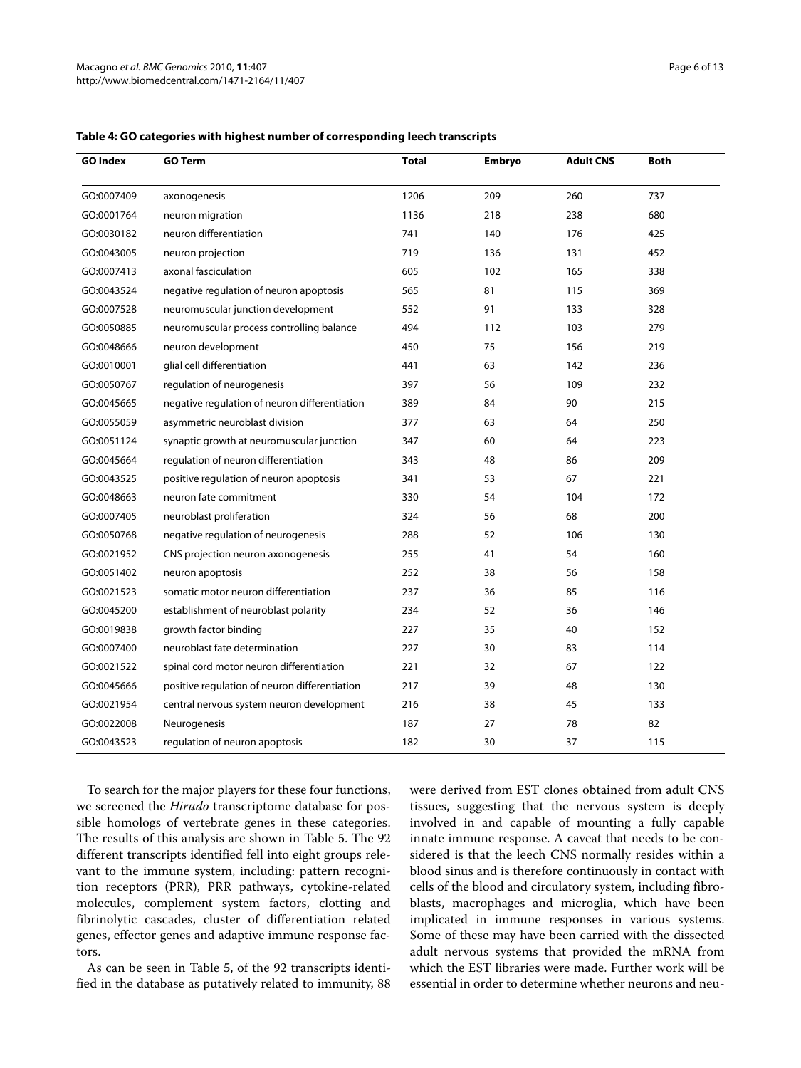**Table 4: GO categories with highest number of corresponding leech transcripts**

| GO Index | GO Term | Total | Embryo | Adult CNS | Both |
|---|---|---|---|---|---|
| GO:0007409 | axonogenesis | 1206 | 209 | 260 | 737 |
| GO:0001764 | neuron migration | 1136 | 218 | 238 | 680 |
| GO:0030182 | neuron differentiation | 741 | 140 | 176 | 425 |
| GO:0043005 | neuron projection | 719 | 136 | 131 | 452 |
| GO:0007413 | axonal fasciculation | 605 | 102 | 165 | 338 |
| GO:0043524 | negative regulation of neuron apoptosis | 565 | 81 | 115 | 369 |
| GO:0007528 | neuromuscular junction development | 552 | 91 | 133 | 328 |
| GO:0050885 | neuromuscular process controlling balance | 494 | 112 | 103 | 279 |
| GO:0048666 | neuron development | 450 | 75 | 156 | 219 |
| GO:0010001 | glial cell differentiation | 441 | 63 | 142 | 236 |
| GO:0050767 | regulation of neurogenesis | 397 | 56 | 109 | 232 |
| GO:0045665 | negative regulation of neuron differentiation | 389 | 84 | 90 | 215 |
| GO:0055059 | asymmetric neuroblast division | 377 | 63 | 64 | 250 |
| GO:0051124 | synaptic growth at neuromuscular junction | 347 | 60 | 64 | 223 |
| GO:0045664 | regulation of neuron differentiation | 343 | 48 | 86 | 209 |
| GO:0043525 | positive regulation of neuron apoptosis | 341 | 53 | 67 | 221 |
| GO:0048663 | neuron fate commitment | 330 | 54 | 104 | 172 |
| GO:0007405 | neuroblast proliferation | 324 | 56 | 68 | 200 |
| GO:0050768 | negative regulation of neurogenesis | 288 | 52 | 106 | 130 |
| GO:0021952 | CNS projection neuron axonogenesis | 255 | 41 | 54 | 160 |
| GO:0051402 | neuron apoptosis | 252 | 38 | 56 | 158 |
| GO:0021523 | somatic motor neuron differentiation | 237 | 36 | 85 | 116 |
| GO:0045200 | establishment of neuroblast polarity | 234 | 52 | 36 | 146 |
| GO:0019838 | growth factor binding | 227 | 35 | 40 | 152 |
| GO:0007400 | neuroblast fate determination | 227 | 30 | 83 | 114 |
| GO:0021522 | spinal cord motor neuron differentiation | 221 | 32 | 67 | 122 |
| GO:0045666 | positive regulation of neuron differentiation | 217 | 39 | 48 | 130 |
| GO:0021954 | central nervous system neuron development | 216 | 38 | 45 | 133 |
| GO:0022008 | Neurogenesis | 187 | 27 | 78 | 82 |
| GO:0043523 | regulation of neuron apoptosis | 182 | 30 | 37 | 115 |

To search for the major players for these four functions, we screened the *Hirudo* transcriptome database for possible homologs of vertebrate genes in these categories. The results of this analysis are shown in Table 5. The 92 different transcripts identified fell into eight groups relevant to the immune system, including: pattern recognition receptors (PRR), PRR pathways, cytokine-related molecules, complement system factors, clotting and fibrinolytic cascades, cluster of differentiation related genes, effector genes and adaptive immune response factors.

As can be seen in Table 5, of the 92 transcripts identified in the database as putatively related to immunity, 88 were derived from EST clones obtained from adult CNS tissues, suggesting that the nervous system is deeply involved in and capable of mounting a fully capable innate immune response. A caveat that needs to be considered is that the leech CNS normally resides within a blood sinus and is therefore continuously in contact with cells of the blood and circulatory system, including fibroblasts, macrophages and microglia, which have been implicated in immune responses in various systems. Some of these may have been carried with the dissected adult nervous systems that provided the mRNA from which the EST libraries were made. Further work will be essential in order to determine whether neurons and neu-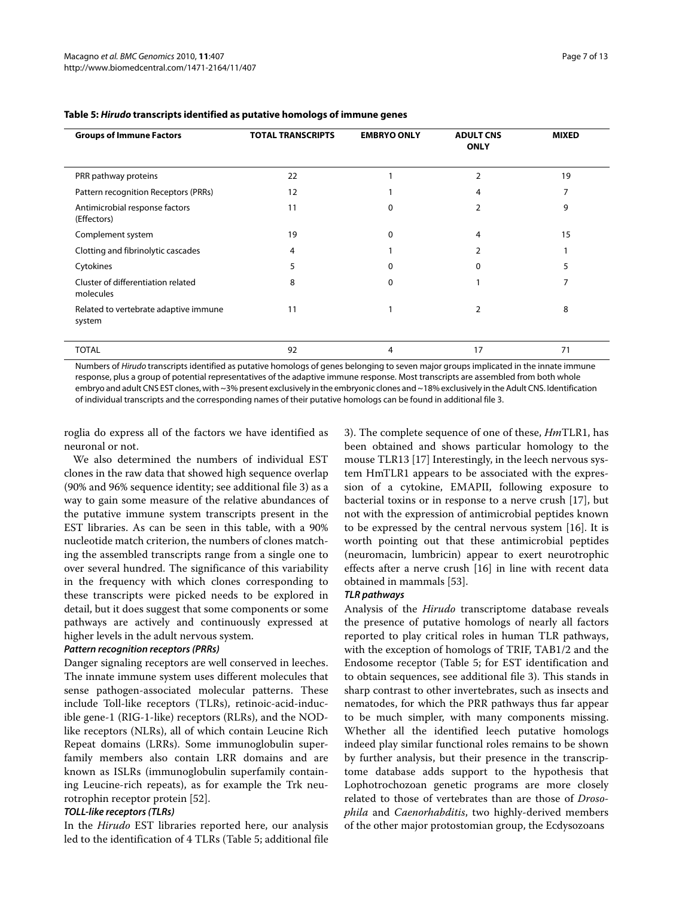**Table 5: *Hirudo* transcripts identified as putative homologs of immune genes**

| Groups of Immune Factors | TOTAL TRANSCRIPTS | EMBRYO ONLY | ADULT CNS ONLY | MIXED |
|---|---|---|---|---|
| PRR pathway proteins | 22 | 1 | 2 | 19 |
| Pattern recognition Receptors (PRRs) | 12 | 1 | 4 | 7 |
| Antimicrobial response factors (Effectors) | 11 | 0 | 2 | 9 |
| Complement system | 19 | 0 | 4 | 15 |
| Clotting and fibrinolytic cascades | 4 | 1 | 2 | 1 |
| Cytokines | 5 | 0 | 0 | 5 |
| Cluster of differentiation related molecules | 8 | 0 | 1 | 7 |
| Related to vertebrate adaptive immune system | 11 | 1 | 2 | 8 |
| TOTAL | 92 | 4 | 17 | 71 |

Numbers of *Hirudo* transcripts identified as putative homologs of genes belonging to seven major groups implicated in the innate immune response, plus a group of potential representatives of the adaptive immune response. Most transcripts are assembled from both whole embryo and adult CNS EST clones, with ~3% present exclusively in the embryonic clones and ~18% exclusively in the Adult CNS. Identification of individual transcripts and the corresponding names of their putative homologs can be found in additional file 3.

roglia do express all of the factors we have identified as neuronal or not.

We also determined the numbers of individual EST clones in the raw data that showed high sequence overlap (90% and 96% sequence identity; see additional file 3) as a way to gain some measure of the relative abundances of the putative immune system transcripts present in the EST libraries. As can be seen in this table, with a 90% nucleotide match criterion, the numbers of clones matching the assembled transcripts range from a single one to over several hundred. The significance of this variability in the frequency with which clones corresponding to these transcripts were picked needs to be explored in detail, but it does suggest that some components or some pathways are actively and continuously expressed at higher levels in the adult nervous system.

#### *Pattern recognition receptors (PRRs)*

Danger signaling receptors are well conserved in leeches. The innate immune system uses different molecules that sense pathogen-associated molecular patterns. These include Toll-like receptors (TLRs), retinoic-acid-inducible gene-1 (RIG-1-like) receptors (RLRs), and the NOD-like receptors (NLRs), all of which contain Leucine Rich Repeat domains (LRRs). Some immunoglobulin superfamily members also contain LRR domains and are known as ISLRs (immunoglobulin superfamily containing Leucine-rich repeats), as for example the Trk neurotrophin receptor protein [52].

#### *TOLL-like receptors (TLRs)*

In the *Hirudo* EST libraries reported here, our analysis led to the identification of 4 TLRs (Table 5; additional file 3). The complete sequence of one of these, *Hm*TLR1, has been obtained and shows particular homology to the mouse TLR13 [17] Interestingly, in the leech nervous system HmTLR1 appears to be associated with the expression of a cytokine, EMAPII, following exposure to bacterial toxins or in response to a nerve crush [17], but not with the expression of antimicrobial peptides known to be expressed by the central nervous system [16]. It is worth pointing out that these antimicrobial peptides (neuromacin, lumbricin) appear to exert neurotrophic effects after a nerve crush [16] in line with recent data obtained in mammals [53].

#### *TLR pathways*

Analysis of the *Hirudo* transcriptome database reveals the presence of putative homologs of nearly all factors reported to play critical roles in human TLR pathways, with the exception of homologs of TRIF, TAB1/2 and the Endosome receptor (Table 5; for EST identification and to obtain sequences, see additional file 3). This stands in sharp contrast to other invertebrates, such as insects and nematodes, for which the PRR pathways thus far appear to be much simpler, with many components missing. Whether all the identified leech putative homologs indeed play similar functional roles remains to be shown by further analysis, but their presence in the transcriptome database adds support to the hypothesis that Lophotrochozoan genetic programs are more closely related to those of vertebrates than are those of *Drosophila* and *Caenorhabditis*, two highly-derived members of the other major protostomian group, the Ecdysozoans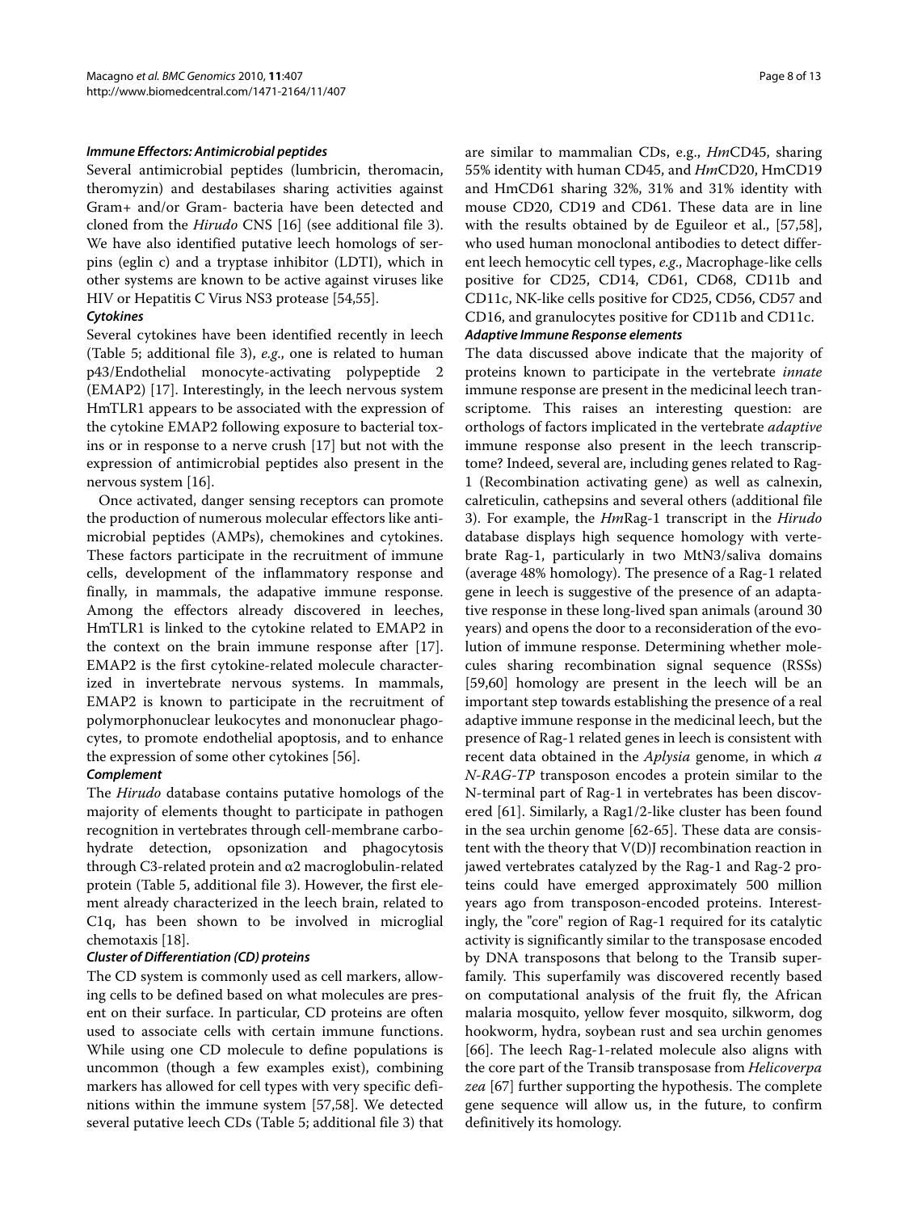#### *Immune Effectors: Antimicrobial peptides*

Several antimicrobial peptides (lumbricin, theromacin, theromyzin) and destabilases sharing activities against Gram+ and/or Gram- bacteria have been detected and cloned from the *Hirudo* CNS [16] (see additional file 3). We have also identified putative leech homologs of serpins (eglin c) and a tryptase inhibitor (LDTI), which in other systems are known to be active against viruses like HIV or Hepatitis C Virus NS3 protease [54,55].

#### *Cytokines*

Several cytokines have been identified recently in leech (Table 5; additional file 3), *e.g*., one is related to human p43/Endothelial monocyte-activating polypeptide 2 (EMAP2) [17]. Interestingly, in the leech nervous system HmTLR1 appears to be associated with the expression of the cytokine EMAP2 following exposure to bacterial toxins or in response to a nerve crush [17] but not with the expression of antimicrobial peptides also present in the nervous system [16].

Once activated, danger sensing receptors can promote the production of numerous molecular effectors like antimicrobial peptides (AMPs), chemokines and cytokines. These factors participate in the recruitment of immune cells, development of the inflammatory response and finally, in mammals, the adaptive immune response. Among the effectors already discovered in leeches, HmTLR1 is linked to the cytokine related to EMAP2 in the context on the brain immune response after [17]. EMAP2 is the first cytokine-related molecule characterized in invertebrate nervous systems. In mammals, EMAP2 is known to participate in the recruitment of polymorphonuclear leukocytes and mononuclear phagocytes, to promote endothelial apoptosis, and to enhance the expression of some other cytokines [56].

#### *Complement*

The *Hirudo* database contains putative homologs of the majority of elements thought to participate in pathogen recognition in vertebrates through cell-membrane carbohydrate detection, opsonization and phagocytosis through C3-related protein and α2 macroglobulin-related protein (Table 5, additional file 3). However, the first element already characterized in the leech brain, related to C1q, has been shown to be involved in microglial chemotaxis [18].

#### *Cluster of Differentiation (CD) proteins*

The CD system is commonly used as cell markers, allowing cells to be defined based on what molecules are present on their surface. In particular, CD proteins are often used to associate cells with certain immune functions. While using one CD molecule to define populations is uncommon (though a few examples exist), combining markers has allowed for cell types with very specific definitions within the immune system [57,58]. We detected several putative leech CDs (Table 5; additional file 3) that are similar to mammalian CDs, e.g., *Hm*CD45, sharing 55% identity with human CD45, and *Hm*CD20, HmCD19 and HmCD61 sharing 32%, 31% and 31% identity with mouse CD20, CD19 and CD61. These data are in line with the results obtained by de Eguileor et al., [57,58], who used human monoclonal antibodies to detect different leech hemocytic cell types, *e.g*., Macrophage-like cells positive for CD25, CD14, CD61, CD68, CD11b and CD11c, NK-like cells positive for CD25, CD56, CD57 and CD16, and granulocytes positive for CD11b and CD11c.

#### *Adaptive Immune Response elements*

The data discussed above indicate that the majority of proteins known to participate in the vertebrate *innate* immune response are present in the medicinal leech transcriptome. This raises an interesting question: are orthologs of factors implicated in the vertebrate *adaptive* immune response also present in the leech transcriptome? Indeed, several are, including genes related to Rag-1 (Recombination activating gene) as well as calnexin, calreticulin, cathepsins and several others (additional file 3). For example, the *Hm*Rag-1 transcript in the *Hirudo* database displays high sequence homology with vertebrate Rag-1, particularly in two MtN3/saliva domains (average 48% homology). The presence of a Rag-1 related gene in leech is suggestive of the presence of an adaptative response in these long-lived span animals (around 30 years) and opens the door to a reconsideration of the evolution of immune response. Determining whether molecules sharing recombination signal sequence (RSSs) [59,60] homology are present in the leech will be an important step towards establishing the presence of a real adaptive immune response in the medicinal leech, but the presence of Rag-1 related genes in leech is consistent with recent data obtained in the *Aplysia* genome, in which *a N-RAG-TP* transposon encodes a protein similar to the N-terminal part of Rag-1 in vertebrates has been discovered [61]. Similarly, a Rag1/2-like cluster has been found in the sea urchin genome [62-65]. These data are consistent with the theory that V(D)J recombination reaction in jawed vertebrates catalyzed by the Rag-1 and Rag-2 proteins could have emerged approximately 500 million years ago from transposon-encoded proteins. Interestingly, the "core" region of Rag-1 required for its catalytic activity is significantly similar to the transposase encoded by DNA transposons that belong to the Transib superfamily. This superfamily was discovered recently based on computational analysis of the fruit fly, the African malaria mosquito, yellow fever mosquito, silkworm, dog hookworm, hydra, soybean rust and sea urchin genomes [66]. The leech Rag-1-related molecule also aligns with the core part of the Transib transposase from *Helicoverpa zea* [67] further supporting the hypothesis. The complete gene sequence will allow us, in the future, to confirm definitively its homology.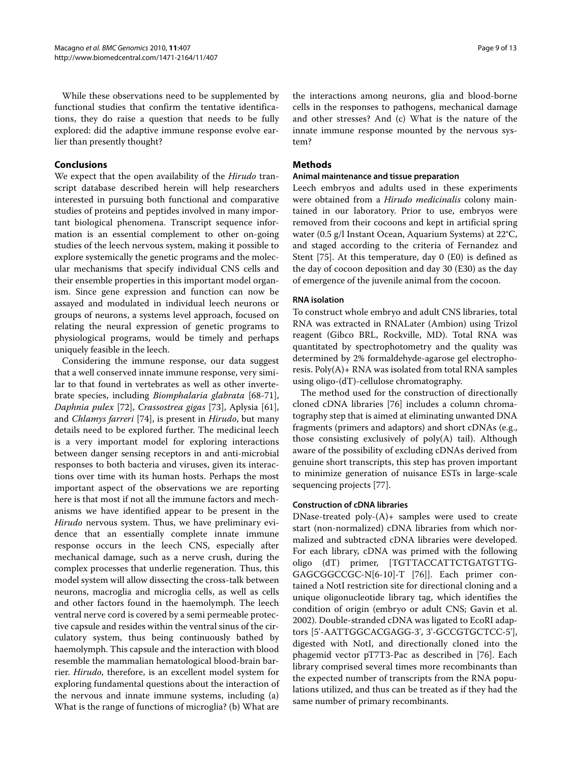While these observations need to be supplemented by functional studies that confirm the tentative identifications, they do raise a question that needs to be fully explored: did the adaptive immune response evolve earlier than presently thought?

## Conclusions

We expect that the open availability of the *Hirudo* transcript database described herein will help researchers interested in pursuing both functional and comparative studies of proteins and peptides involved in many important biological phenomena. Transcript sequence information is an essential complement to other on-going studies of the leech nervous system, making it possible to explore systemically the genetic programs and the molecular mechanisms that specify individual CNS cells and their ensemble properties in this important model organism. Since gene expression and function can now be assayed and modulated in individual leech neurons or groups of neurons, a systems level approach, focused on relating the neural expression of genetic programs to physiological programs, would be timely and perhaps uniquely feasible in the leech.

Considering the immune response, our data suggest that a well conserved innate immune response, very similar to that found in vertebrates as well as other invertebrate species, including *Biomphalaria glabrata* [68-71], *Daphnia pulex* [72], *Crassostrea gigas* [73], Aplysia [61], and *Chlamys farreri* [74], is present in *Hirudo*, but many details need to be explored further. The medicinal leech is a very important model for exploring interactions between danger sensing receptors in and anti-microbial responses to both bacteria and viruses, given its interactions over time with its human hosts. Perhaps the most important aspect of the observations we are reporting here is that most if not all the immune factors and mechanisms we have identified appear to be present in the *Hirudo* nervous system. Thus, we have preliminary evidence that an essentially complete innate immune response occurs in the leech CNS, especially after mechanical damage, such as a nerve crush, during the complex processes that underlie regeneration. Thus, this model system will allow dissecting the cross-talk between neurons, macroglia and microglia cells, as well as cells and other factors found in the haemolymph. The leech ventral nerve cord is covered by a semi permeable protective capsule and resides within the ventral sinus of the circulatory system, thus being continuously bathed by haemolymph. This capsule and the interaction with blood resemble the mammalian hematological blood-brain barrier. *Hirudo*, therefore, is an excellent model system for exploring fundamental questions about the interaction of the nervous and innate immune systems, including (a) What is the range of functions of microglia? (b) What are the interactions among neurons, glia and blood-borne cells in the responses to pathogens, mechanical damage and other stresses? And (c) What is the nature of the innate immune response mounted by the nervous system?

## Methods

### Animal maintenance and tissue preparation

Leech embryos and adults used in these experiments were obtained from a *Hirudo medicinalis* colony maintained in our laboratory. Prior to use, embryos were removed from their cocoons and kept in artificial spring water (0.5 g/l Instant Ocean, Aquarium Systems) at 22°C, and staged according to the criteria of Fernandez and Stent [75]. At this temperature, day 0 (E0) is defined as the day of cocoon deposition and day 30 (E30) as the day of emergence of the juvenile animal from the cocoon.

### RNA isolation

To construct whole embryo and adult CNS libraries, total RNA was extracted in RNALater (Ambion) using Trizol reagent (Gibco BRL, Rockville, MD). Total RNA was quantitated by spectrophotometry and the quality was determined by 2% formaldehyde-agarose gel electrophoresis. Poly(A)+ RNA was isolated from total RNA samples using oligo-(dT)-cellulose chromatography.

The method used for the construction of directionally cloned cDNA libraries [76] includes a column chromatography step that is aimed at eliminating unwanted DNA fragments (primers and adaptors) and short cDNAs (e.g., those consisting exclusively of poly(A) tail). Although aware of the possibility of excluding cDNAs derived from genuine short transcripts, this step has proven important to minimize generation of nuisance ESTs in large-scale sequencing projects [77].

### Construction of cDNA libraries

DNase-treated poly-(A)+ samples were used to create start (non-normalized) cDNA libraries from which normalized and subtracted cDNA libraries were developed. For each library, cDNA was primed with the following oligo (dT) primer, [TGTTACCATTCTGATGTTGGAGCGGCCGC-N[6-10]-T [76]]. Each primer contained a NotI restriction site for directional cloning and a unique oligonucleotide library tag, which identifies the condition of origin (embryo or adult CNS; Gavin et al. 2002). Double-stranded cDNA was ligated to EcoRI adaptors [5'-AATTGGCACGAGG-3', 3'-GCCGTGCTCC-5'], digested with NotI, and directionally cloned into the phagemid vector pT7T3-Pac as described in [76]. Each library comprised several times more recombinants than the expected number of transcripts from the RNA populations utilized, and thus can be treated as if they had the same number of primary recombinants.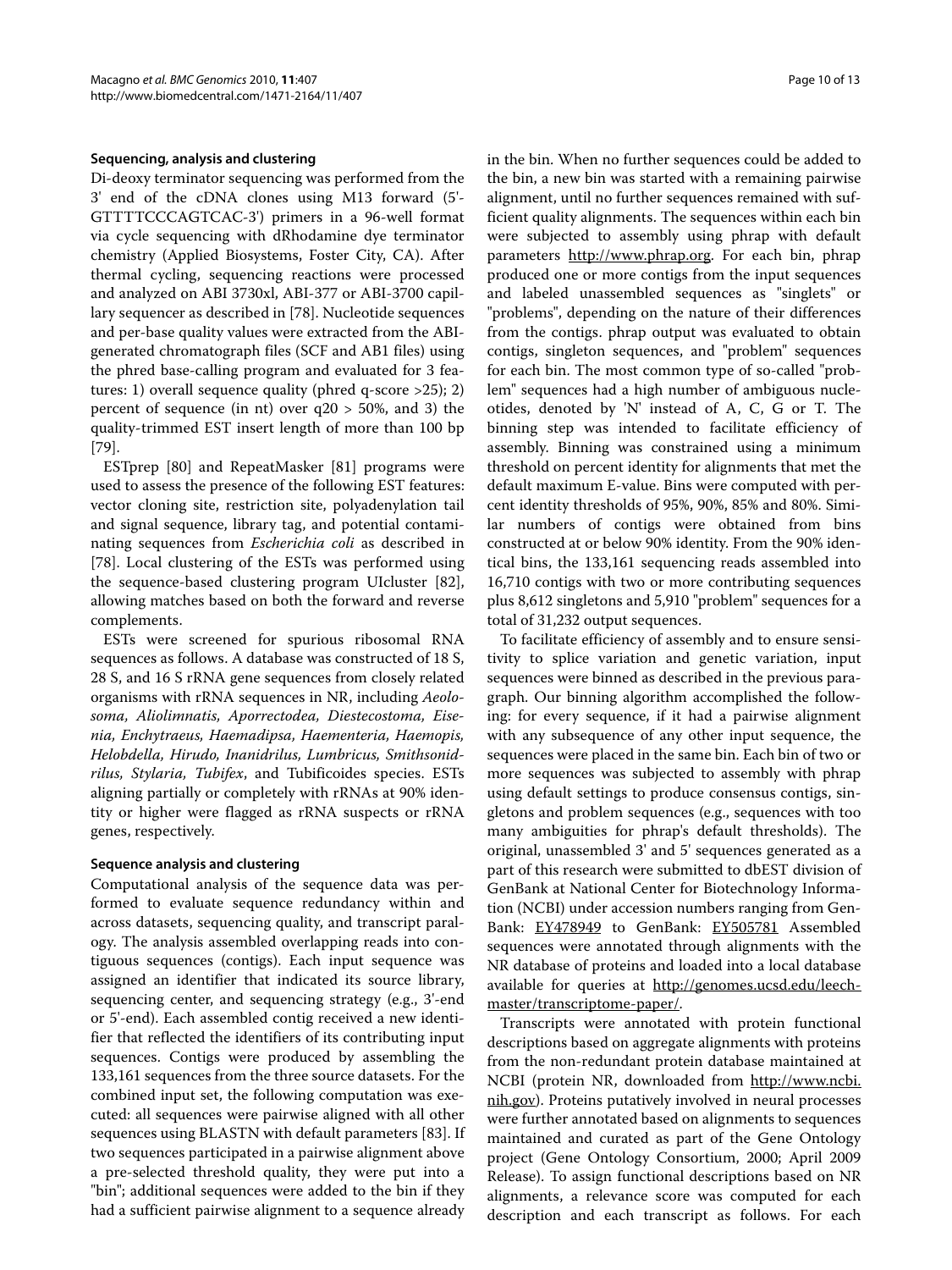### Sequencing, analysis and clustering

Di-deoxy terminator sequencing was performed from the 3' end of the cDNA clones using M13 forward (5'-GTTTTCCCAGTCAC-3') primers in a 96-well format via cycle sequencing with dRhodamine dye terminator chemistry (Applied Biosystems, Foster City, CA). After thermal cycling, sequencing reactions were processed and analyzed on ABI 3730xl, ABI-377 or ABI-3700 capillary sequencer as described in [78]. Nucleotide sequences and per-base quality values were extracted from the ABI-generated chromatograph files (SCF and AB1 files) using the phred base-calling program and evaluated for 3 features: 1) overall sequence quality (phred q-score >25); 2) percent of sequence (in nt) over q20 > 50%, and 3) the quality-trimmed EST insert length of more than 100 bp [79].

ESTprep [80] and RepeatMasker [81] programs were used to assess the presence of the following EST features: vector cloning site, restriction site, polyadenylation tail and signal sequence, library tag, and potential contaminating sequences from *Escherichia coli* as described in [78]. Local clustering of the ESTs was performed using the sequence-based clustering program UIcluster [82], allowing matches based on both the forward and reverse complements.

ESTs were screened for spurious ribosomal RNA sequences as follows. A database was constructed of 18 S, 28 S, and 16 S rRNA gene sequences from closely related organisms with rRNA sequences in NR, including *Aeolosoma, Aliolimnatis, Aporrectodea, Diestecostoma, Eisenia, Enchytraeus, Haemadipsa, Haementeria, Haemopis, Helobdella, Hirudo, Inanidrilus, Lumbricus, Smithsonidrilus, Stylaria, Tubifex*, and Tubificoides species. ESTs aligning partially or completely with rRNAs at 90% identity or higher were flagged as rRNA suspects or rRNA genes, respectively.

### Sequence analysis and clustering

Computational analysis of the sequence data was performed to evaluate sequence redundancy within and across datasets, sequencing quality, and transcript paralogy. The analysis assembled overlapping reads into contiguous sequences (contigs). Each input sequence was assigned an identifier that indicated its source library, sequencing center, and sequencing strategy (e.g., 3'-end or 5'-end). Each assembled contig received a new identifier that reflected the identifiers of its contributing input sequences. Contigs were produced by assembling the 133,161 sequences from the three source datasets. For the combined input set, the following computation was executed: all sequences were pairwise aligned with all other sequences using BLASTN with default parameters [83]. If two sequences participated in a pairwise alignment above a pre-selected threshold quality, they were put into a "bin"; additional sequences were added to the bin if they had a sufficient pairwise alignment to a sequence already in the bin. When no further sequences could be added to the bin, a new bin was started with a remaining pairwise alignment, until no further sequences remained with sufficient quality alignments. The sequences within each bin were subjected to assembly using phrap with default parameters http://www.phrap.org. For each bin, phrap produced one or more contigs from the input sequences and labeled unassembled sequences as "singlets" or "problems", depending on the nature of their differences from the contigs. phrap output was evaluated to obtain contigs, singleton sequences, and "problem" sequences for each bin. The most common type of so-called "problem" sequences had a high number of ambiguous nucleotides, denoted by 'N' instead of A, C, G or T. The binning step was intended to facilitate efficiency of assembly. Binning was constrained using a minimum threshold on percent identity for alignments that met the default maximum E-value. Bins were computed with percent identity thresholds of 95%, 90%, 85% and 80%. Similar numbers of contigs were obtained from bins constructed at or below 90% identity. From the 90% identical bins, the 133,161 sequencing reads assembled into 16,710 contigs with two or more contributing sequences plus 8,612 singletons and 5,910 "problem" sequences for a total of 31,232 output sequences.

To facilitate efficiency of assembly and to ensure sensitivity to splice variation and genetic variation, input sequences were binned as described in the previous paragraph. Our binning algorithm accomplished the following: for every sequence, if it had a pairwise alignment with any subsequence of any other input sequence, the sequences were placed in the same bin. Each bin of two or more sequences was subjected to assembly with phrap using default settings to produce consensus contigs, singletons and problem sequences (e.g., sequences with too many ambiguities for phrap's default thresholds). The original, unassembled 3' and 5' sequences generated as a part of this research were submitted to dbEST division of GenBank at National Center for Biotechnology Information (NCBI) under accession numbers ranging from GenBank: EY478949 to GenBank: EY505781 Assembled sequences were annotated through alignments with the NR database of proteins and loaded into a local database available for queries at http://genomes.ucsd.edu/leech-master/transcriptome-paper/.

Transcripts were annotated with protein functional descriptions based on aggregate alignments with proteins from the non-redundant protein database maintained at NCBI (protein NR, downloaded from http://www.ncbi.nih.gov). Proteins putatively involved in neural processes were further annotated based on alignments to sequences maintained and curated as part of the Gene Ontology project (Gene Ontology Consortium, 2000; April 2009 Release). To assign functional descriptions based on NR alignments, a relevance score was computed for each description and each transcript as follows. For each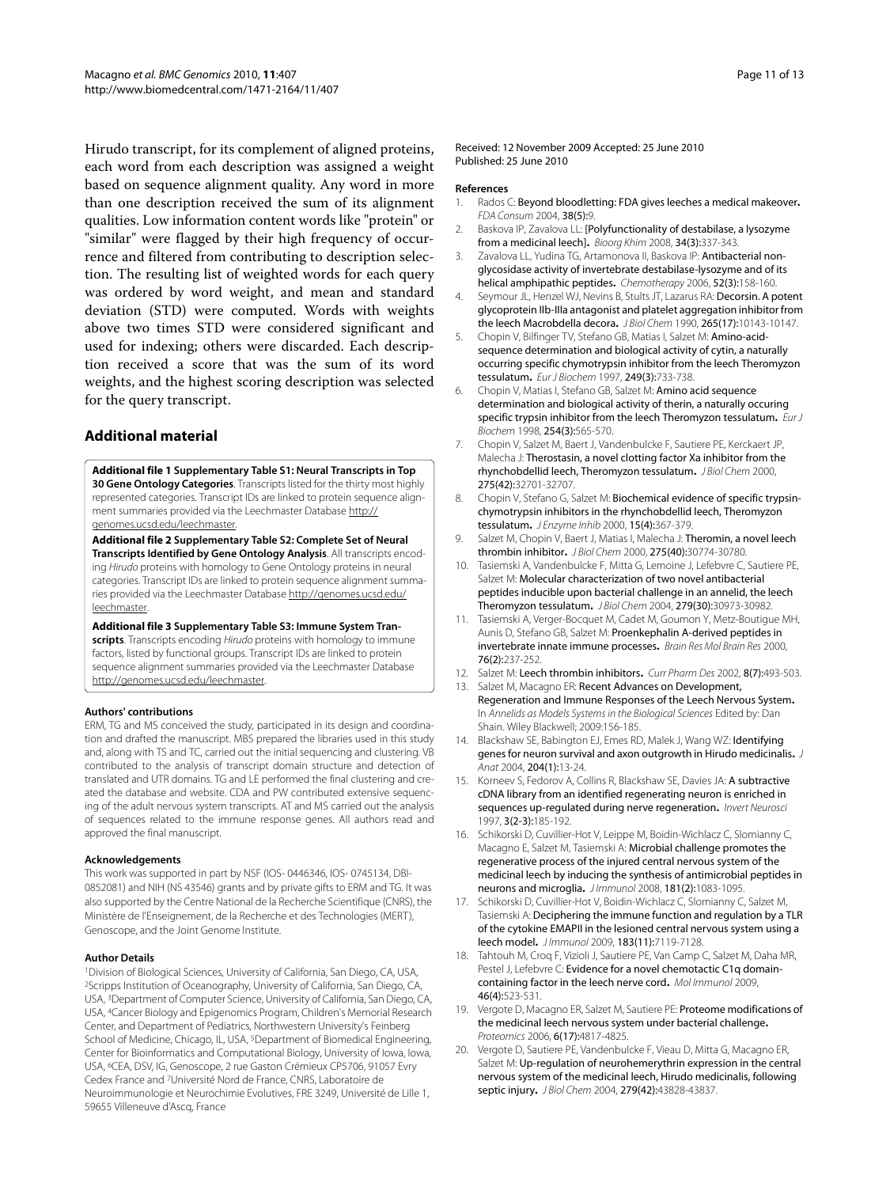Hirudo transcript, for its complement of aligned proteins, each word from each description was assigned a weight based on sequence alignment quality. Any word in more than one description received the sum of its alignment qualities. Low information content words like "protein" or "similar" were flagged by their high frequency of occurrence and filtered from contributing to description selection. The resulting list of weighted words for each query was ordered by word weight, and mean and standard deviation (STD) were computed. Words with weights above two times STD were considered significant and used for indexing; others were discarded. Each description received a score that was the sum of its word weights, and the highest scoring description was selected for the query transcript.

## Additional material

**Additional file 1 Supplementary Table S1: Neural Transcripts in Top 30 Gene Ontology Categories**. Transcripts listed for the thirty most highly represented categories. Transcript IDs are linked to protein sequence alignment summaries provided via the Leechmaster Database http://genomes.ucsd.edu/leechmaster.

**Additional file 2 Supplementary Table S2: Complete Set of Neural Transcripts Identified by Gene Ontology Analysis**. All transcripts encoding *Hirudo* proteins with homology to Gene Ontology proteins in neural categories. Transcript IDs are linked to protein sequence alignment summaries provided via the Leechmaster Database http://genomes.ucsd.edu/leechmaster.

**Additional file 3 Supplementary Table S3: Immune System Transcripts**. Transcripts encoding *Hirudo* proteins with homology to immune factors, listed by functional groups. Transcript IDs are linked to protein sequence alignment summaries provided via the Leechmaster Database http://genomes.ucsd.edu/leechmaster.

#### Authors' contributions

ERM, TG and MS conceived the study, participated in its design and coordination and drafted the manuscript. MBS prepared the libraries used in this study and, along with TS and TC, carried out the initial sequencing and clustering. VB contributed to the analysis of transcript domain structure and detection of translated and UTR domains. TG and LE performed the final clustering and created the database and website. CDA and PW contributed extensive sequencing of the adult nervous system transcripts. AT and MS carried out the analysis of sequences related to the immune response genes. All authors read and approved the final manuscript.

#### Acknowledgements

This work was supported in part by NSF (IOS- 0446346, IOS- 0745134, DBI-0852081) and NIH (NS 43546) grants and by private gifts to ERM and TG. It was also supported by the Centre National de la Recherche Scientifique (CNRS), the Ministère de l'Enseignement, de la Recherche et des Technologies (MERT), Genoscope, and the Joint Genome Institute.

#### Author Details

[1]Division of Biological Sciences, University of California, San Diego, CA, USA, [2]Scripps Institution of Oceanography, University of California, San Diego, CA, USA, [3]Department of Computer Science, University of California, San Diego, CA, USA, [4]Cancer Biology and Epigenomics Program, Children's Memorial Research Center, and Department of Pediatrics, Northwestern University's Feinberg School of Medicine, Chicago, IL, USA, [5]Department of Biomedical Engineering, Center for Bioinformatics and Computational Biology, University of Iowa, Iowa, USA, [6]CEA, DSV, IG, Genoscope, 2 rue Gaston Crémieux CP5706, 91057 Evry Cedex France and [7]Université Nord de France, CNRS, Laboratoire de Neuroimmunologie et Neurochimie Evolutives, FRE 3249, Université de Lille 1, 59655 Villeneuve d'Ascq, France

Received: 12 November 2009 Accepted: 25 June 2010
Published: 25 June 2010

#### References

1. Rados C: **Beyond bloodletting: FDA gives leeches a medical makeover.** *FDA Consum* 2004, **38(5):**9.
2. Baskova IP, Zavalova LL: **[Polyfunctionality of destabilase, a lysozyme from a medicinal leech].** *Bioorg Khim* 2008, **34(3):**337-343.
3. Zavalova LL, Yudina TG, Artamonova II, Baskova IP: **Antibacterial non-glycosidase activity of invertebrate destabilase-lysozyme and of its helical amphipathic peptides.** *Chemotherapy* 2006, **52(3):**158-160.
4. Seymour JL, Henzel WJ, Nevins B, Stults JT, Lazarus RA: **Decorsin. A potent glycoprotein IIb-IIIa antagonist and platelet aggregation inhibitor from the leech Macrobdella decora.** *J Biol Chem* 1990, **265(17):**10143-10147.
5. Chopin V, Bilfinger TV, Stefano GB, Matias I, Salzet M: **Amino-acid-sequence determination and biological activity of cytin, a naturally occurring specific chymotrypsin inhibitor from the leech Theromyzon tessulatum.** *Eur J Biochem* 1997, **249(3):**733-738.
6. Chopin V, Matias I, Stefano GB, Salzet M: **Amino acid sequence determination and biological activity of therin, a naturally occuring specific trypsin inhibitor from the leech Theromyzon tessulatum.** *Eur J Biochem* 1998, **254(3):**565-570.
7. Chopin V, Salzet M, Baert J, Vandenbulcke F, Sautiere PE, Kerckaert JP, Malecha J: **Therostasin, a novel clotting factor Xa inhibitor from the rhynchobdellid leech, Theromyzon tessulatum.** *J Biol Chem* 2000, **275(42):**32701-32707.
8. Chopin V, Stefano G, Salzet M: **Biochemical evidence of specific trypsin-chymotrypsin inhibitors in the rhynchobdellid leech, Theromyzon tessulatum.** *J Enzyme Inhib* 2000, **15(4):**367-379.
9. Salzet M, Chopin V, Baert J, Matias I, Malecha J: **Theromin, a novel leech thrombin inhibitor.** *J Biol Chem* 2000, **275(40):**30774-30780.
10. Tasiemski A, Vandenbulcke F, Mitta G, Lemoine J, Lefebvre C, Sautiere PE, Salzet M: **Molecular characterization of two novel antibacterial peptides inducible upon bacterial challenge in an annelid, the leech Theromyzon tessulatum.** *J Biol Chem* 2004, **279(30):**30973-30982.
11. Tasiemski A, Verger-Bocquet M, Cadet M, Goumon Y, Metz-Boutigue MH, Aunis D, Stefano GB, Salzet M: **Proenkephalin A-derived peptides in invertebrate innate immune processes.** *Brain Res Mol Brain Res* 2000, **76(2):**237-252.
12. Salzet M: **Leech thrombin inhibitors.** *Curr Pharm Des* 2002, **8(7):**493-503.
13. Salzet M, Macagno ER: **Recent Advances on Development, Regeneration and Immune Responses of the Leech Nervous System.** In *Annelids as Models Systems in the Biological Sciences* Edited by: Dan Shain. Wiley Blackwell; 2009:156-185.
14. Blackshaw SE, Babington EJ, Emes RD, Malek J, Wang WZ: **Identifying genes for neuron survival and axon outgrowth in Hirudo medicinalis.** *J Anat* 2004, **204(1):**13-24.
15. Korneev S, Fedorov A, Collins R, Blackshaw SE, Davies JA: **A subtractive cDNA library from an identified regenerating neuron is enriched in sequences up-regulated during nerve regeneration.** *Invert Neurosci* 1997, **3(2-3):**185-192.
16. Schikorski D, Cuvillier-Hot V, Leippe M, Boidin-Wichlacz C, Slomianny C, Macagno E, Salzet M, Tasiemski A: **Microbial challenge promotes the regenerative process of the injured central nervous system of the medicinal leech by inducing the synthesis of antimicrobial peptides in neurons and microglia.** *J Immunol* 2008, **181(2):**1083-1095.
17. Schikorski D, Cuvillier-Hot V, Boidin-Wichlacz C, Slomianny C, Salzet M, Tasiemski A: **Deciphering the immune function and regulation by a TLR of the cytokine EMAPII in the lesioned central nervous system using a leech model.** *J Immunol* 2009, **183(11):**7119-7128.
18. Tahtouh M, Croq F, Vizioli J, Sautiere PE, Van Camp C, Salzet M, Daha MR, Pestel J, Lefebvre C: **Evidence for a novel chemotactic C1q domain-containing factor in the leech nerve cord.** *Mol Immunol* 2009, **46(4):**523-531.
19. Vergote D, Macagno ER, Salzet M, Sautiere PE: **Proteome modifications of the medicinal leech nervous system under bacterial challenge.** *Proteomics* 2006, **6(17):**4817-4825.
20. Vergote D, Sautiere PE, Vandenbulcke F, Vieau D, Mitta G, Macagno ER, Salzet M: **Up-regulation of neurohemerythrin expression in the central nervous system of the medicinal leech, Hirudo medicinalis, following septic injury.** *J Biol Chem* 2004, **279(42):**43828-43837.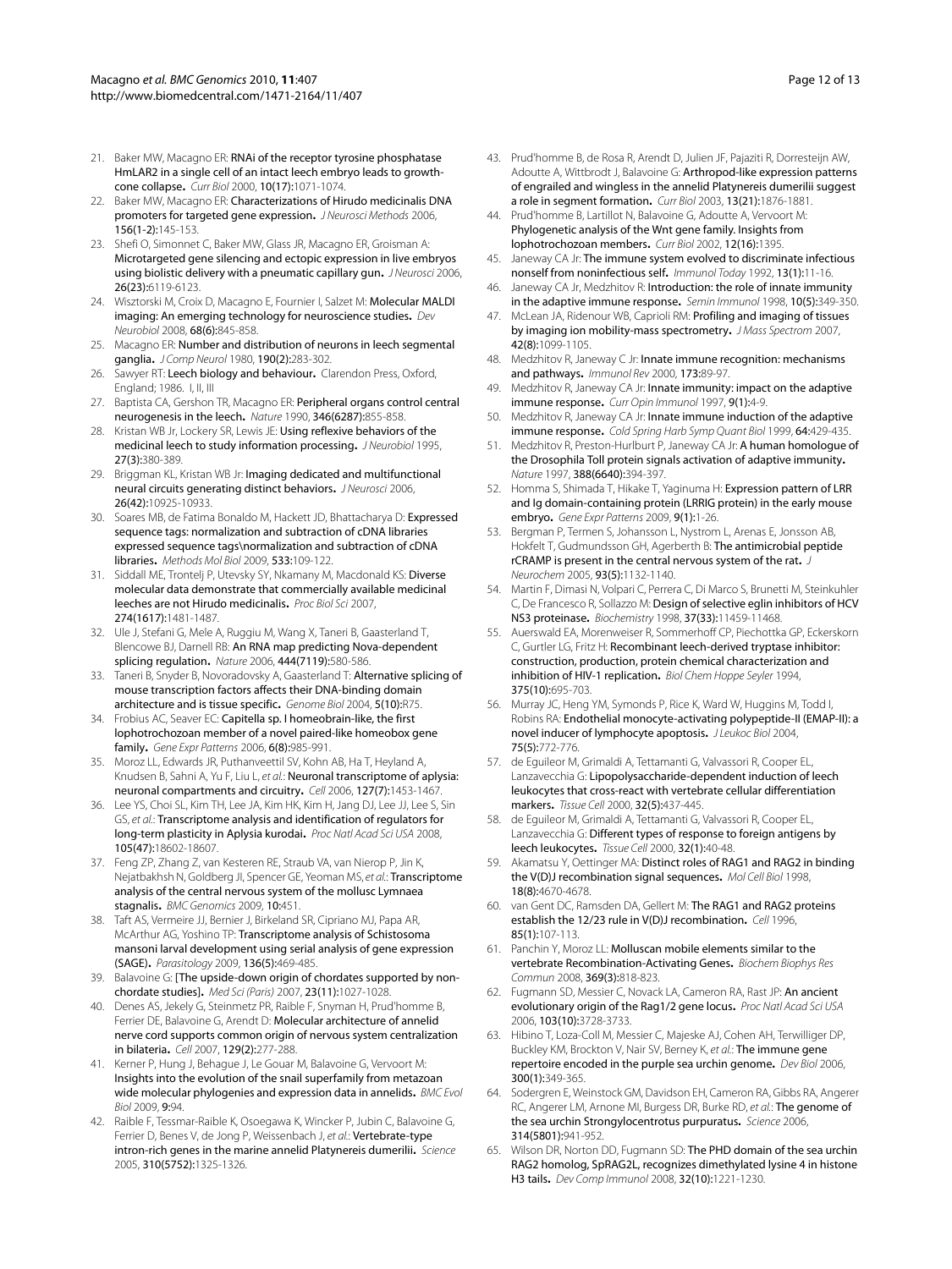21. Baker MW, Macagno ER: **RNAi of the receptor tyrosine phosphatase HmLAR2 in a single cell of an intact leech embryo leads to growth-cone collapse.** *Curr Biol* 2000, **10(17):**1071-1074.
22. Baker MW, Macagno ER: **Characterizations of Hirudo medicinalis DNA promoters for targeted gene expression.** *J Neurosci Methods* 2006, **156(1-2):**145-153.
23. Shefi O, Simonnet C, Baker MW, Glass JR, Macagno ER, Groisman A: **Microtargeted gene silencing and ectopic expression in live embryos using biolistic delivery with a pneumatic capillary gun.** *J Neurosci* 2006, **26(23):**6119-6123.
24. Wisztorski M, Croix D, Macagno E, Fournier I, Salzet M: **Molecular MALDI imaging: An emerging technology for neuroscience studies.** *Dev Neurobiol* 2008, **68(6):**845-858.
25. Macagno ER: **Number and distribution of neurons in leech segmental ganglia.** *J Comp Neurol* 1980, **190(2):**283-302.
26. Sawyer RT: **Leech biology and behaviour.** Clarendon Press, Oxford, England; 1986. I, II, III
27. Baptista CA, Gershon TR, Macagno ER: **Peripheral organs control central neurogenesis in the leech.** *Nature* 1990, **346(6287):**855-858.
28. Kristan WB Jr, Lockery SR, Lewis JE: **Using reflexive behaviors of the medicinal leech to study information processing.** *J Neurobiol* 1995, **27(3):**380-389.
29. Briggman KL, Kristan WB Jr: **Imaging dedicated and multifunctional neural circuits generating distinct behaviors.** *J Neurosci* 2006, **26(42):**10925-10933.
30. Soares MB, de Fatima Bonaldo M, Hackett JD, Bhattacharya D: **Expressed sequence tags: normalization and subtraction of cDNA libraries expressed sequence tags\normalization and subtraction of cDNA libraries.** *Methods Mol Biol* 2009, **533:**109-122.
31. Siddall ME, Trontelj P, Utevsky SY, Nkamany M, Macdonald KS: **Diverse molecular data demonstrate that commercially available medicinal leeches are not Hirudo medicinalis.** *Proc Biol Sci* 2007, **274(1617):**1481-1487.
32. Ule J, Stefani G, Mele A, Ruggiu M, Wang X, Taneri B, Gaasterland T, Blencowe BJ, Darnell RB: **An RNA map predicting Nova-dependent splicing regulation.** *Nature* 2006, **444(7119):**580-586.
33. Taneri B, Snyder B, Novoradovsky A, Gaasterland T: **Alternative splicing of mouse transcription factors affects their DNA-binding domain architecture and is tissue specific.** *Genome Biol* 2004, **5(10):**R75.
34. Frobius AC, Seaver EC: **Capitella sp. I homeobrain-like, the first lophotrochozoan member of a novel paired-like homeobox gene family.** *Gene Expr Patterns* 2006, **6(8):**985-991.
35. Moroz LL, Edwards JR, Puthanveettil SV, Kohn AB, Ha T, Heyland A, Knudsen B, Sahni A, Yu F, Liu L, *et al.*: **Neuronal transcriptome of aplysia: neuronal compartments and circuitry.** *Cell* 2006, **127(7):**1453-1467.
36. Lee YS, Choi SL, Kim TH, Lee JA, Kim HK, Kim H, Jang DJ, Lee JJ, Lee S, Sin GS, *et al.*: **Transcriptome analysis and identification of regulators for long-term plasticity in Aplysia kurodai.** *Proc Natl Acad Sci USA* 2008, **105(47):**18602-18607.
37. Feng ZP, Zhang Z, van Kesteren RE, Straub VA, van Nierop P, Jin K, Nejatbakhsh N, Goldberg JI, Spencer GE, Yeoman MS, *et al.*: **Transcriptome analysis of the central nervous system of the mollusc Lymnaea stagnalis.** *BMC Genomics* 2009, **10:**451.
38. Taft AS, Vermeire JJ, Bernier J, Birkeland SR, Cipriano MJ, Papa AR, McArthur AG, Yoshino TP: **Transcriptome analysis of Schistosoma mansoni larval development using serial analysis of gene expression (SAGE).** *Parasitology* 2009, **136(5):**469-485.
39. Balavoine G: **[The upside-down origin of chordates supported by non-chordate studies].** *Med Sci (Paris)* 2007, **23(11):**1027-1028.
40. Denes AS, Jekely G, Steinmetz PR, Raible F, Snyman H, Prud'homme B, Ferrier DE, Balavoine G, Arendt D: **Molecular architecture of annelid nerve cord supports common origin of nervous system centralization in bilateria.** *Cell* 2007, **129(2):**277-288.
41. Kerner P, Hung J, Behague J, Le Gouar M, Balavoine G, Vervoort M: **Insights into the evolution of the snail superfamily from metazoan wide molecular phylogenies and expression data in annelids.** *BMC Evol Biol* 2009, **9:**94.
42. Raible F, Tessmar-Raible K, Osoegawa K, Wincker P, Jubin C, Balavoine G, Ferrier D, Benes V, de Jong P, Weissenbach J, *et al.*: **Vertebrate-type intron-rich genes in the marine annelid Platynereis dumerilii.** *Science* 2005, **310(5752):**1325-1326.
43. Prud'homme B, de Rosa R, Arendt D, Julien JF, Pajaziti R, Dorresteijn AW, Adoutte A, Wittbrodt J, Balavoine G: **Arthropod-like expression patterns of engrailed and wingless in the annelid Platynereis dumerilii suggest a role in segment formation.** *Curr Biol* 2003, **13(21):**1876-1881.
44. Prud'homme B, Lartillot N, Balavoine G, Adoutte A, Vervoort M: **Phylogenetic analysis of the Wnt gene family. Insights from lophotrochozoan members.** *Curr Biol* 2002, **12(16):**1395.
45. Janeway CA Jr: **The immune system evolved to discriminate infectious nonself from noninfectious self.** *Immunol Today* 1992, **13(1):**11-16.
46. Janeway CA Jr, Medzhitov R: **Introduction: the role of innate immunity in the adaptive immune response.** *Semin Immunol* 1998, **10(5):**349-350.
47. McLean JA, Ridenour WB, Caprioli RM: **Profiling and imaging of tissues by imaging ion mobility-mass spectrometry.** *J Mass Spectrom* 2007, **42(8):**1099-1105.
48. Medzhitov R, Janeway C Jr: **Innate immune recognition: mechanisms and pathways.** *Immunol Rev* 2000, **173:**89-97.
49. Medzhitov R, Janeway CA Jr: **Innate immunity: impact on the adaptive immune response.** *Curr Opin Immunol* 1997, **9(1):**4-9.
50. Medzhitov R, Janeway CA Jr: **Innate immune induction of the adaptive immune response.** *Cold Spring Harb Symp Quant Biol* 1999, **64:**429-435.
51. Medzhitov R, Preston-Hurlburt P, Janeway CA Jr: **A human homologue of the Drosophila Toll protein signals activation of adaptive immunity.** *Nature* 1997, **388(6640):**394-397.
52. Homma S, Shimada T, Hikake T, Yaginuma H: **Expression pattern of LRR and Ig domain-containing protein (LRRIG protein) in the early mouse embryo.** *Gene Expr Patterns* 2009, **9(1):**1-26.
53. Bergman P, Termen S, Johansson L, Nystrom L, Arenas E, Jonsson AB, Hokfelt T, Gudmundsson GH, Agerberth B: **The antimicrobial peptide rCRAMP is present in the central nervous system of the rat.** *J Neurochem* 2005, **93(5):**1132-1140.
54. Martin F, Dimasi N, Volpari C, Perrera C, Di Marco S, Brunetti M, Steinkuhler C, De Francesco R, Sollazzo M: **Design of selective eglin inhibitors of HCV NS3 proteinase.** *Biochemistry* 1998, **37(33):**11459-11468.
55. Auerswald EA, Morenweiser R, Sommerhoff CP, Piechottka GP, Eckerskorn C, Gurtler LG, Fritz H: **Recombinant leech-derived tryptase inhibitor: construction, production, protein chemical characterization and inhibition of HIV-1 replication.** *Biol Chem Hoppe Seyler* 1994, **375(10):**695-703.
56. Murray JC, Heng YM, Symonds P, Rice K, Ward W, Huggins M, Todd I, Robins RA: **Endothelial monocyte-activating polypeptide-II (EMAP-II): a novel inducer of lymphocyte apoptosis.** *J Leukoc Biol* 2004, **75(5):**772-776.
57. de Eguileor M, Grimaldi A, Tettamanti G, Valvassori R, Cooper EL, Lanzavecchia G: **Lipopolysaccharide-dependent induction of leech leukocytes that cross-react with vertebrate cellular differentiation markers.** *Tissue Cell* 2000, **32(5):**437-445.
58. de Eguileor M, Grimaldi A, Tettamanti G, Valvassori R, Cooper EL, Lanzavecchia G: **Different types of response to foreign antigens by leech leukocytes.** *Tissue Cell* 2000, **32(1):**40-48.
59. Akamatsu Y, Oettinger MA: **Distinct roles of RAG1 and RAG2 in binding the V(D)J recombination signal sequences.** *Mol Cell Biol* 1998, **18(8):**4670-4678.
60. van Gent DC, Ramsden DA, Gellert M: **The RAG1 and RAG2 proteins establish the 12/23 rule in V(D)J recombination.** *Cell* 1996, **85(1):**107-113.
61. Panchin Y, Moroz LL: **Molluscan mobile elements similar to the vertebrate Recombination-Activating Genes.** *Biochem Biophys Res Commun* 2008, **369(3):**818-823.
62. Fugmann SD, Messier C, Novack LA, Cameron RA, Rast JP: **An ancient evolutionary origin of the Rag1/2 gene locus.** *Proc Natl Acad Sci USA* 2006, **103(10):**3728-3733.
63. Hibino T, Loza-Coll M, Messier C, Majeske AJ, Cohen AH, Terwilliger DP, Buckley KM, Brockton V, Nair SV, Berney K, *et al.*: **The immune gene repertoire encoded in the purple sea urchin genome.** *Dev Biol* 2006, **300(1):**349-365.
64. Sodergren E, Weinstock GM, Davidson EH, Cameron RA, Gibbs RA, Angerer RC, Angerer LM, Arnone MI, Burgess DR, Burke RD, *et al.*: **The genome of the sea urchin Strongylocentrotus purpuratus.** *Science* 2006, **314(5801):**941-952.
65. Wilson DR, Norton DD, Fugmann SD: **The PHD domain of the sea urchin RAG2 homolog, SpRAG2L, recognizes dimethylated lysine 4 in histone H3 tails.** *Dev Comp Immunol* 2008, **32(10):**1221-1230.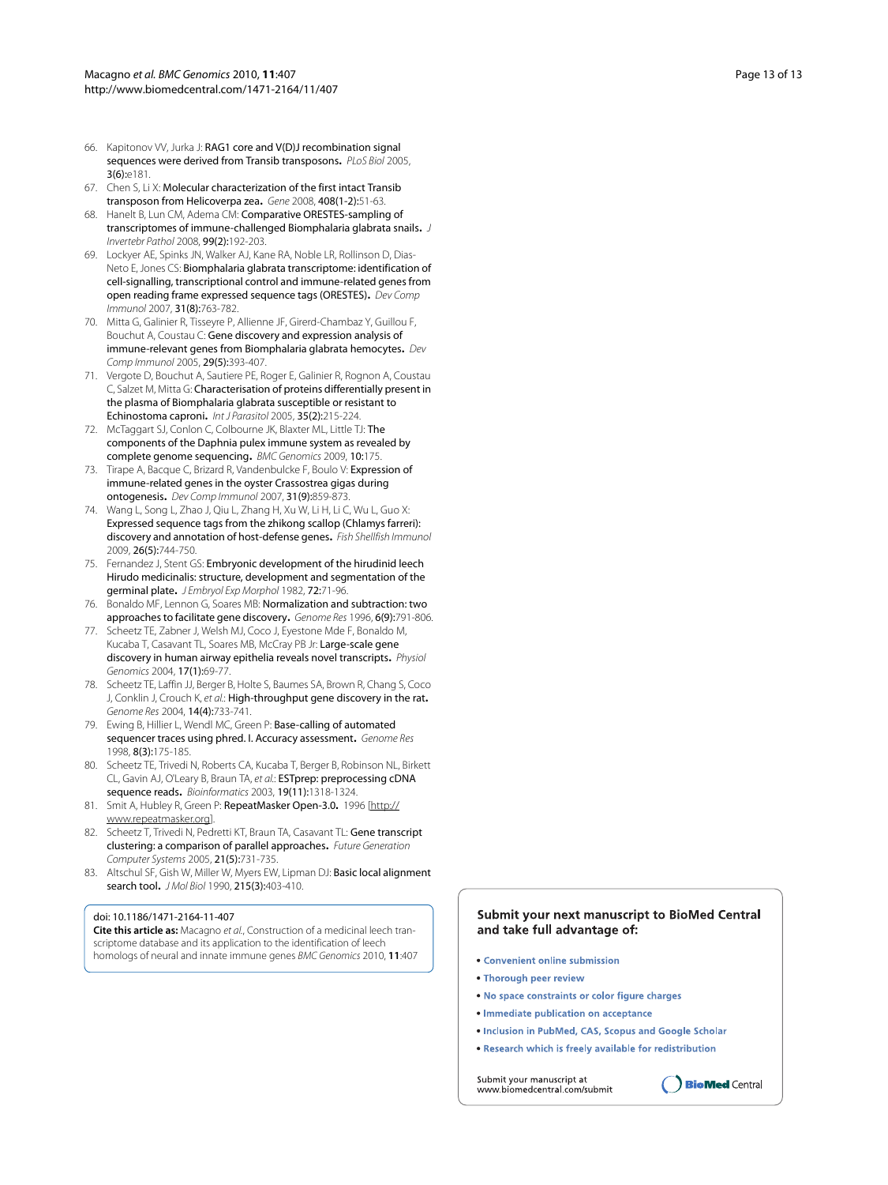66. Kapitonov VV, Jurka J: **RAG1 core and V(D)J recombination signal sequences were derived from Transib transposons.** *PLoS Biol* 2005, **3(6)**:e181.
67. Chen S, Li X: **Molecular characterization of the first intact Transib transposon from Helicoverpa zea.** *Gene* 2008, **408(1-2)**:51-63.
68. Hanelt B, Lun CM, Adema CM: **Comparative ORESTES-sampling of transcriptomes of immune-challenged Biomphalaria glabrata snails.** *J Invertebr Pathol* 2008, **99(2)**:192-203.
69. Lockyer AE, Spinks JN, Walker AJ, Kane RA, Noble LR, Rollinson D, Dias-Neto E, Jones CS: **Biomphalaria glabrata transcriptome: identification of cell-signalling, transcriptional control and immune-related genes from open reading frame expressed sequence tags (ORESTES).** *Dev Comp Immunol* 2007, **31(8)**:763-782.
70. Mitta G, Galinier R, Tisseyre P, Allienne JF, Girerd-Chambaz Y, Guillou F, Bouchut A, Coustau C: **Gene discovery and expression analysis of immune-relevant genes from Biomphalaria glabrata hemocytes.** *Dev Comp Immunol* 2005, **29(5)**:393-407.
71. Vergote D, Bouchut A, Sautiere PE, Roger E, Galinier R, Rognon A, Coustau C, Salzet M, Mitta G: **Characterisation of proteins differentially present in the plasma of Biomphalaria glabrata susceptible or resistant to Echinostoma caproni.** *Int J Parasitol* 2005, **35(2)**:215-224.
72. McTaggart SJ, Conlon C, Colbourne JK, Blaxter ML, Little TJ: **The components of the Daphnia pulex immune system as revealed by complete genome sequencing.** *BMC Genomics* 2009, **10**:175.
73. Tirape A, Bacque C, Brizard R, Vandenbulcke F, Boulo V: **Expression of immune-related genes in the oyster Crassostrea gigas during ontogenesis.** *Dev Comp Immunol* 2007, **31(9)**:859-873.
74. Wang L, Song L, Zhao J, Qiu L, Zhang H, Xu W, Li H, Li C, Wu L, Guo X: **Expressed sequence tags from the zhikong scallop (Chlamys farreri): discovery and annotation of host-defense genes.** *Fish Shellfish Immunol* 2009, **26(5)**:744-750.
75. Fernandez J, Stent GS: **Embryonic development of the hirudinid leech Hirudo medicinalis: structure, development and segmentation of the germinal plate.** *J Embryol Exp Morphol* 1982, **72**:71-96.
76. Bonaldo MF, Lennon G, Soares MB: **Normalization and subtraction: two approaches to facilitate gene discovery.** *Genome Res* 1996, **6(9)**:791-806.
77. Scheetz TE, Zabner J, Welsh MJ, Coco J, Eyestone Mde F, Bonaldo M, Kucaba T, Casavant TL, Soares MB, McCray PB Jr: **Large-scale gene discovery in human airway epithelia reveals novel transcripts.** *Physiol Genomics* 2004, **17(1)**:69-77.
78. Scheetz TE, Laffin JJ, Berger B, Holte S, Baumes SA, Brown R, Chang S, Coco J, Conklin J, Crouch K, *et al.*: **High-throughput gene discovery in the rat.** *Genome Res* 2004, **14(4)**:733-741.
79. Ewing B, Hillier L, Wendl MC, Green P: **Base-calling of automated sequencer traces using phred. I. Accuracy assessment.** *Genome Res* 1998, **8(3)**:175-185.
80. Scheetz TE, Trivedi N, Roberts CA, Kucaba T, Berger B, Robinson NL, Birkett CL, Gavin AJ, O'Leary B, Braun TA, *et al.*: **ESTprep: preprocessing cDNA sequence reads.** *Bioinformatics* 2003, **19(11)**:1318-1324.
81. Smit A, Hubley R, Green P: **RepeatMasker Open-3.0.** 1996 [http://www.repeatmasker.org].
82. Scheetz T, Trivedi N, Pedretti KT, Braun TA, Casavant TL: **Gene transcript clustering: a comparison of parallel approaches.** *Future Generation Computer Systems* 2005, **21(5)**:731-735.
83. Altschul SF, Gish W, Miller W, Myers EW, Lipman DJ: **Basic local alignment search tool.** *J Mol Biol* 1990, **215(3)**:403-410.

doi: 10.1186/1471-2164-11-407

**Cite this article as:** Macagno *et al.*, Construction of a medicinal leech transcriptome database and its application to the identification of leech homologs of neural and innate immune genes *BMC Genomics* 2010, **11**:407

**Submit your next manuscript to BioMed Central and take full advantage of:**

- **Convenient online submission**
- **Thorough peer review**
- **No space constraints or color figure charges**
- **Immediate publication on acceptance**
- **Inclusion in PubMed, CAS, Scopus and Google Scholar**
- **Research which is freely available for redistribution**

Submit your manuscript at
www.biomedcentral.com/submit

BioMed Central